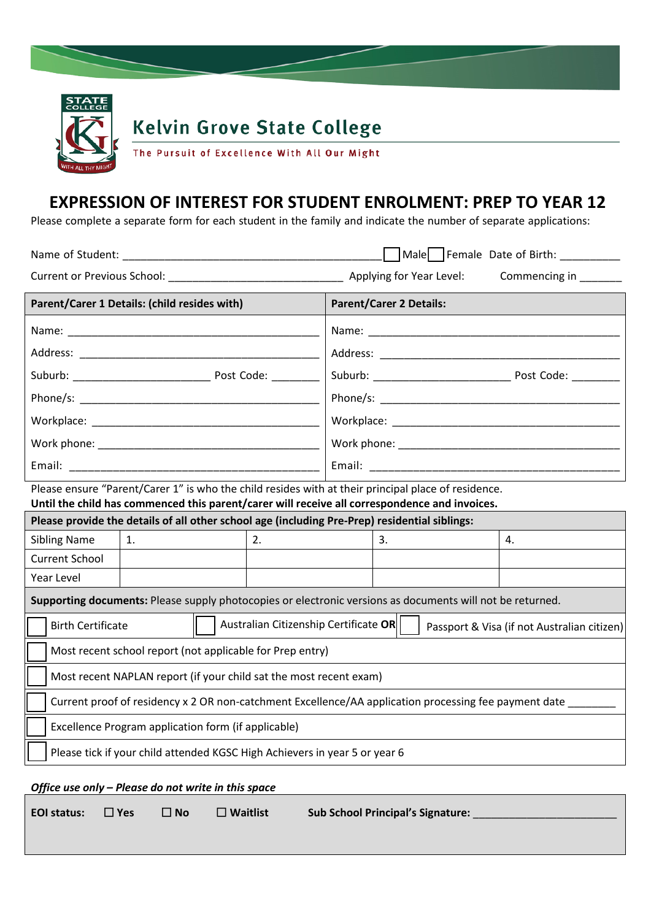Kelvin Grove State College

The Pursuit of Excellence With All Our Might

# EXPRESSION OF INTEREST FOR STUDENT ENROLMENT: PREP TO YEAR 12

Please complete a separate form for each student in the family and indicate the number of separate applications:

Name of Student: ____________________________________________ ☐ Male ☐ Female Date of Birth: __________

Current or Previous School: _____________________________ Applying for Year Level: Commencing in _______

| Parent/Carer 1 Details: (child resides with) | Parent/Carer 2 Details: |
|---|---|
| Name: ___________________________________________ | Name: ___________________________________________ |
| Address: _________________________________________ | Address: _________________________________________ |
| Suburb: ______________________ Post Code: ________ | Suburb: ______________________ Post Code: ________ |
| Phone/s: _________________________________________ | Phone/s: _________________________________________ |
| Workplace: _______________________________________ | Workplace: _______________________________________ |
| Work phone: ______________________________________ | Work phone: ______________________________________ |
| Email: ___________________________________________ | Email: ___________________________________________ |

Please ensure "Parent/Carer 1" is who the child resides with at their principal place of residence.
**Until the child has commenced this parent/carer will receive all correspondence and invoices.**

| **Please provide the details of all other school age (including Pre-Prep) residential siblings:** | | | | |
|---|---|---|---|---|
| Sibling Name | 1. | 2. | 3. | 4. |
| Current School | | | | |
| Year Level | | | | |

**Supporting documents:** Please supply photocopies or electronic versions as documents will not be returned.

| | | |
|---|---|---|
| ☐ Birth Certificate | ☐ Australian Citizenship Certificate **OR** | ☐ Passport & Visa (if not Australian citizen) |
| ☐ Most recent school report (not applicable for Prep entry) | | |
| ☐ Most recent NAPLAN report (if your child sat the most recent exam) | | |
| ☐ Current proof of residency x 2 OR non-catchment Excellence/AA application processing fee payment date ________ | | |
| ☐ Excellence Program application form (if applicable) | | |
| ☐ Please tick if your child attended KGSC High Achievers in year 5 or year 6 | | |

***Office use only – Please do not write in this space***

**EOI status:** ☐ **Yes** ☐ **No** ☐ **Waitlist** **Sub School Principal's Signature:** ________________________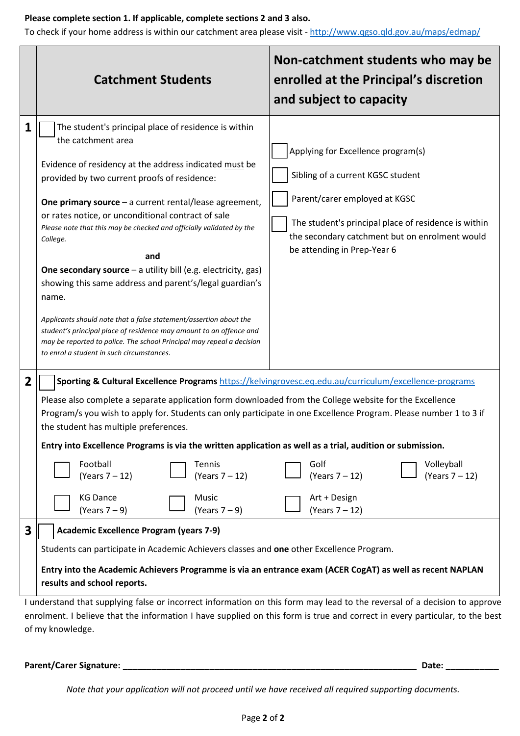**Please complete section 1. If applicable, complete sections 2 and 3 also.**

To check if your home address is within our catchment area please visit - http://www.qgso.qld.gov.au/maps/edmap/

| | Catchment Students | Non-catchment students who may be enrolled at the Principal's discretion and subject to capacity |
|---|---|---|
| **1** | ☐ The student's principal place of residence is within the catchment area<br><br>Evidence of residency at the address indicated must be provided by two current proofs of residence:<br><br>**One primary source** – a current rental/lease agreement, or rates notice, or unconditional contract of sale<br>*Please note that this may be checked and officially validated by the College.*<br>**and**<br>**One secondary source** – a utility bill (e.g. electricity, gas) showing this same address and parent's/legal guardian's name.<br><br>*Applicants should note that a false statement/assertion about the student's principal place of residence may amount to an offence and may be reported to police. The school Principal may repeal a decision to enrol a student in such circumstances.* | ☐ Applying for Excellence program(s)<br>☐ Sibling of a current KGSC student<br>☐ Parent/carer employed at KGSC<br>☐ The student's principal place of residence is within the secondary catchment but on enrolment would be attending in Prep-Year 6 |

**2** ☐ **Sporting & Cultural Excellence Programs** https://kelvingrovesc.eq.edu.au/curriculum/excellence-programs

Please also complete a separate application form downloaded from the College website for the Excellence Program/s you wish to apply for. Students can only participate in one Excellence Program. Please number 1 to 3 if the student has multiple preferences.

**Entry into Excellence Programs is via the written application as well as a trial, audition or submission.**

| | | | |
|---|---|---|---|
| ☐ Football (Years 7 – 12) | ☐ Tennis (Years 7 – 12) | ☐ Golf (Years 7 – 12) | ☐ Volleyball (Years 7 – 12) |
| ☐ KG Dance (Years 7 – 9) | ☐ Music (Years 7 – 9) | ☐ Art + Design (Years 7 – 12) | |

**3** ☐ **Academic Excellence Program (years 7-9)**

Students can participate in Academic Achievers classes and **one** other Excellence Program.

**Entry into the Academic Achievers Programme is via an entrance exam (ACER CogAT) as well as recent NAPLAN results and school reports.**

I understand that supplying false or incorrect information on this form may lead to the reversal of a decision to approve enrolment. I believe that the information I have supplied on this form is true and correct in every particular, to the best of my knowledge.

**Parent/Carer Signature:** ______________________________________________ **Date:** ___________

*Note that your application will not proceed until we have received all required supporting documents.*